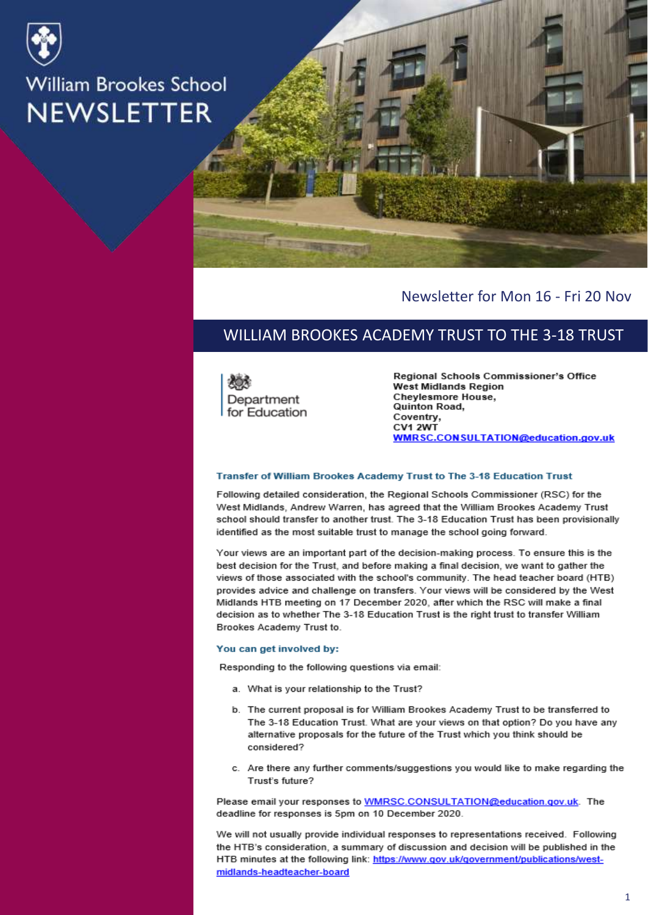# William Brookes School NEWSLETTER

Newsletter for Mon 16 - Fri 20 Nov

## WILLIAM BROOKES ACADEMY TRUST TO THE 3-18 TRUST

Department for Education

**Regional Schools Commissioner's Office**
**West Midlands Region**
**Cheylesmore House,**
**Quinton Road,**
**Coventry,**
**CV1 2WT**
**WMRSC.CONSULTATION@education.gov.uk**

### Transfer of William Brookes Academy Trust to The 3-18 Education Trust

Following detailed consideration, the Regional Schools Commissioner (RSC) for the West Midlands, Andrew Warren, has agreed that the William Brookes Academy Trust school should transfer to another trust. The 3-18 Education Trust has been provisionally identified as the most suitable trust to manage the school going forward.

Your views are an important part of the decision-making process. To ensure this is the best decision for the Trust, and before making a final decision, we want to gather the views of those associated with the school's community. The head teacher board (HTB) provides advice and challenge on transfers. Your views will be considered by the West Midlands HTB meeting on 17 December 2020, after which the RSC will make a final decision as to whether The 3-18 Education Trust is the right trust to transfer William Brookes Academy Trust to.

### You can get involved by:

Responding to the following questions via email:

a. What is your relationship to the Trust?

b. The current proposal is for William Brookes Academy Trust to be transferred to The 3-18 Education Trust. What are your views on that option? Do you have any alternative proposals for the future of the Trust which you think should be considered?

c. Are there any further comments/suggestions you would like to make regarding the Trust's future?

Please email your responses to WMRSC.CONSULTATION@education.gov.uk. The deadline for responses is 5pm on 10 December 2020.

We will not usually provide individual responses to representations received. Following the HTB's consideration, a summary of discussion and decision will be published in the HTB minutes at the following link: https://www.gov.uk/government/publications/west-midlands-headteacher-board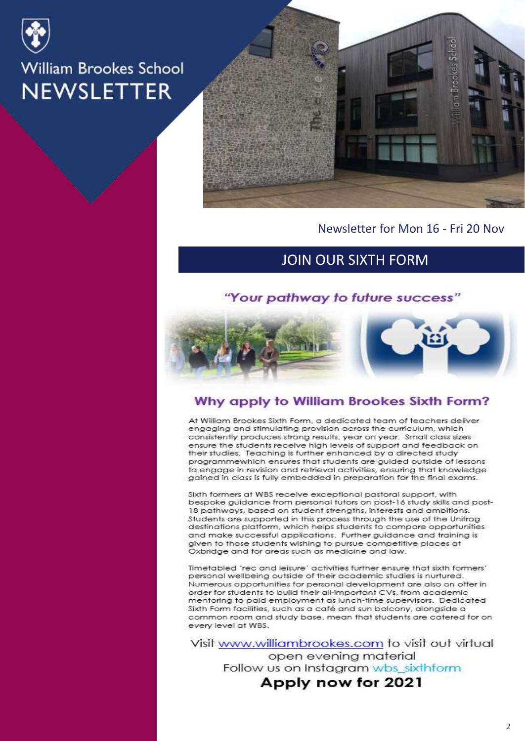# William Brookes School NEWSLETTER

Newsletter for Mon 16 - Fri 20 Nov

## JOIN OUR SIXTH FORM

*"Your pathway to future success"*

### Why apply to William Brookes Sixth Form?

At William Brookes Sixth Form, a dedicated team of teachers deliver engaging and stimulating provision across the curriculum, which consistently produces strong results, year on year. Small class sizes ensure the students receive high levels of support and feedback on their studies. Teaching is further enhanced by a directed study programmewhich ensures that students are guided outside of lessons to engage in revision and retrieval activities, ensuring that knowledge gained in class is fully embedded in preparation for the final exams.

Sixth formers at WBS receive exceptional pastoral support, with bespoke guidance from personal tutors on post-16 study skills and post-18 pathways, based on student strengths, interests and ambitions. Students are supported in this process through the use of the Unifrog destinations platform, which helps students to compare opportunities and make successful applications. Further guidance and training is given to those students wishing to pursue competitive places at Oxbridge and for areas such as medicine and law.

Timetabled 'rec and leisure' activities further ensure that sixth formers' personal wellbeing outside of their academic studies is nurtured. Numerous opportunities for personal development are also on offer in order for students to build their all-important CVs, from academic mentoring to paid employment as lunch-time supervisors. Dedicated Sixth Form facilities, such as a café and sun balcony, alongside a common room and study base, mean that students are catered for on every level at WBS.

Visit www.williambrookes.com to visit out virtual open evening material

Follow us on Instagram wbs_sixthform

**Apply now for 2021**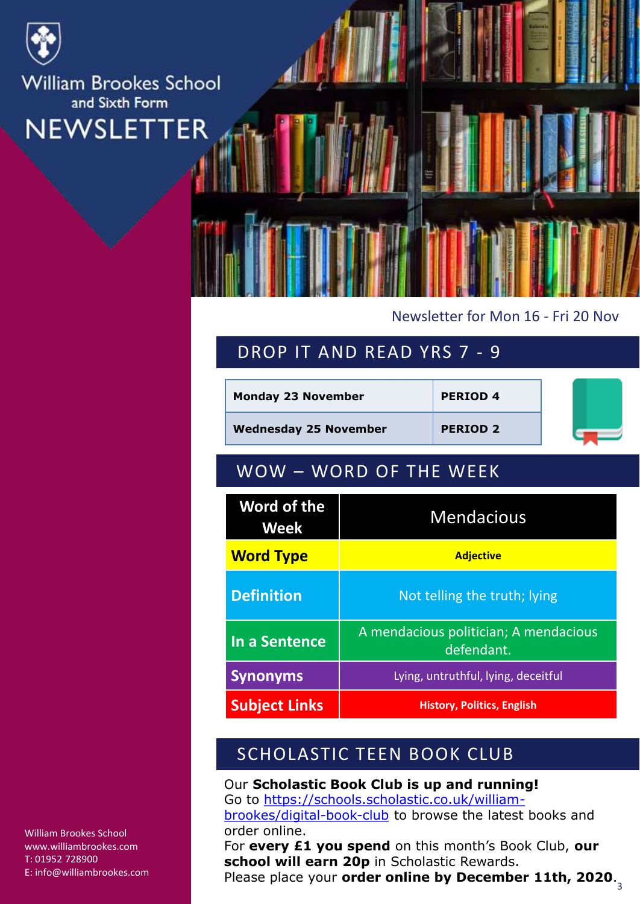William Brookes School
and Sixth Form

# NEWSLETTER

Newsletter for Mon 16 - Fri 20 Nov

## DROP IT AND READ YRS 7 - 9

| **Monday 23 November** | **PERIOD 4** |
| --- | --- |
| **Wednesday 25 November** | **PERIOD 2** |

## WOW – WORD OF THE WEEK

| **Word of the Week** | Mendacious |
| --- | --- |
| **Word Type** | **Adjective** |
| **Definition** | Not telling the truth; lying |
| **In a Sentence** | A mendacious politician; A mendacious defendant. |
| **Synonyms** | Lying, untruthful, lying, deceitful |
| **Subject Links** | **History, Politics, English** |

## SCHOLASTIC TEEN BOOK CLUB

Our **Scholastic Book Club is up and running!**
Go to https://schools.scholastic.co.uk/william-brookes/digital-book-club to browse the latest books and order online.
For **every £1 you spend** on this month's Book Club, **our school will earn 20p** in Scholastic Rewards.
Please place your **order online by December 11th, 2020**.

William Brookes School
www.williambrookes.com
T: 01952 728900
E: info@williambrookes.com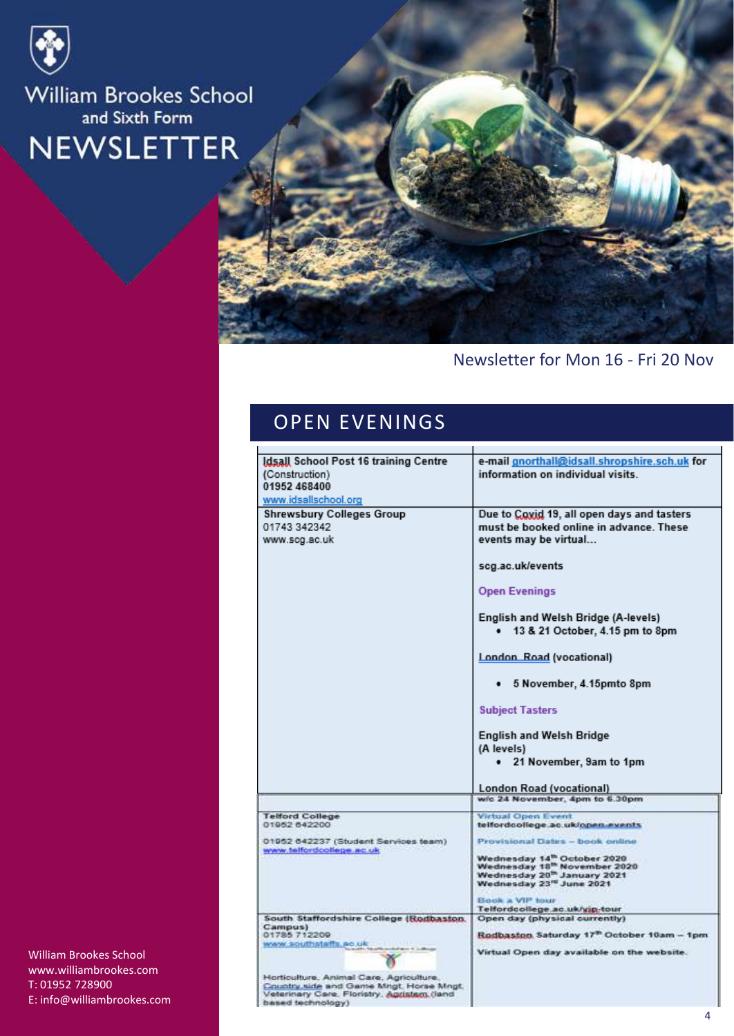William Brookes School and Sixth Form

# NEWSLETTER

Newsletter for Mon 16 - Fri 20 Nov

## OPEN EVENINGS

| | |
|---|---|
| Idsall School Post 16 training Centre (Construction)<br>01952 468400<br>www.idsallschool.org | e-mail gnorthall@idsall.shropshire.sch.uk for information on individual visits. |
| Shrewsbury Colleges Group<br>01743 342342<br>www.scg.ac.uk | Due to Covid 19, all open days and tasters must be booked online in advance. These events may be virtual…<br><br>scg.ac.uk/events<br><br>Open Evenings<br><br>English and Welsh Bridge (A-levels)<br>• 13 & 21 October, 4.15 pm to 8pm<br><br>London Road (vocational)<br>• 5 November, 4.15pmto 8pm<br><br>Subject Tasters<br><br>English and Welsh Bridge (A levels)<br>• 21 November, 9am to 1pm<br><br>London Road (vocational)<br>w/c 24 November, 4pm to 6.30pm |
| Telford College<br>01952 642200<br><br>01952 642237 (Student Services team)<br>www.telfordcollege.ac.uk | Virtual Open Event<br>telfordcollege.ac.uk/open-events<br><br>Provisional Dates – book online<br><br>Wednesday 14th October 2020<br>Wednesday 18th November 2020<br>Wednesday 20th January 2021<br>Wednesday 23rd June 2021<br><br>Book a VIP tour<br>Telfordcollege.ac.uk/vip-tour |
| South Staffordshire College (Rodbaston Campus)<br>01785 712209<br>www.southstaffs.ac.uk<br><br>Horticulture, Animal Care, Agriculture, Country side and Game Mngt, Horse Mngt, Veterinary Care, Floristry, Agristem (land based technology) | Open day (physical currently)<br><br>Rodbaston Saturday 17th October 10am – 1pm<br><br>Virtual Open day available on the website. |

William Brookes School
www.williambrookes.com
T: 01952 728900
E: info@williambrookes.com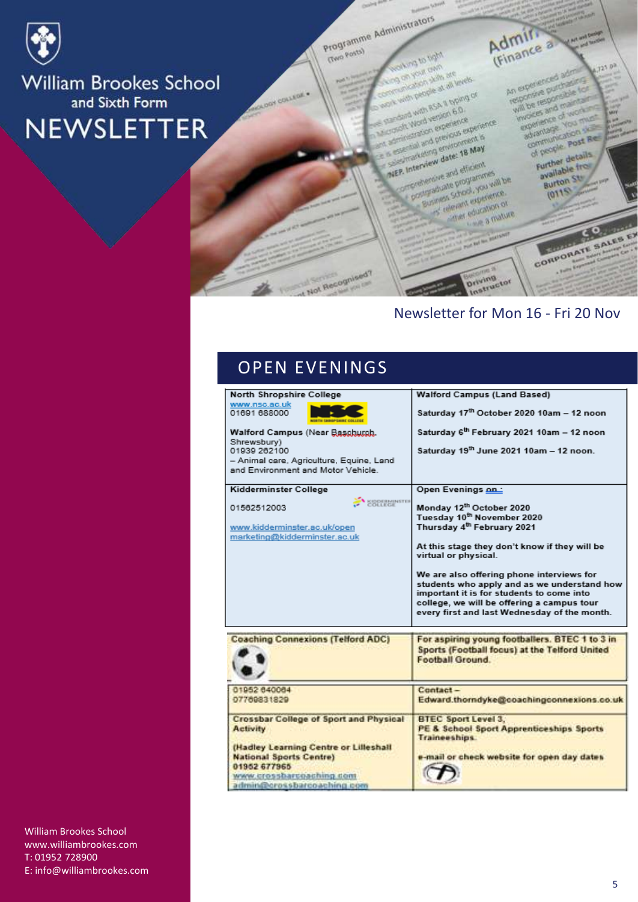# William Brookes School and Sixth Form NEWSLETTER

Newsletter for Mon 16 - Fri 20 Nov

## OPEN EVENINGS

| | |
|---|---|
| **North Shropshire College**<br>www.nsc.ac.uk<br>01691 688000<br><br>**Walford Campus** (Near Baschurch, Shrewsbury)<br>01939 262100<br>– Animal care, Agriculture, Equine, Land and Environment and Motor Vehicle. | **Walford Campus (Land Based)**<br><br>**Saturday 17th October 2020 10am – 12 noon**<br><br>**Saturday 6th February 2021 10am – 12 noon**<br><br>**Saturday 19th June 2021 10am – 12 noon.** |
| **Kidderminster College**<br><br>01562512003<br><br>www.kidderminster.ac.uk/open<br>marketing@kidderminster.ac.uk | **Open Evenings on :**<br><br>**Monday 12th October 2020**<br>**Tuesday 10th November 2020**<br>**Thursday 4th February 2021**<br><br>**At this stage they don't know if they will be virtual or physical.**<br><br>**We are also offering phone interviews for students who apply and as we understand how important it is for students to come into college, we will be offering a campus tour every first and last Wednesday of the month.** |

| | |
|---|---|
| **Coaching Connexions (Telford ADC)** | **For aspiring young footballers. BTEC 1 to 3 in Sports (Football focus) at the Telford United Football Ground.** |
| 01952 640064<br>07769831829 | **Contact –**<br>**Edward.thorndyke@coachingconnexions.co.uk** |
| **Crossbar College of Sport and Physical Activity**<br><br>**(Hadley Learning Centre or Lilleshall National Sports Centre)**<br>**01952 677965**<br>www.crossbarcoaching.com<br>admin@crossbarcoaching.com | **BTEC Sport Level 3,**<br>**PE & School Sport Apprenticeships Sports Traineeships.**<br><br>**e-mail or check website for open day dates** |

William Brookes School
www.williambrookes.com
T: 01952 728900
E: info@williambrookes.com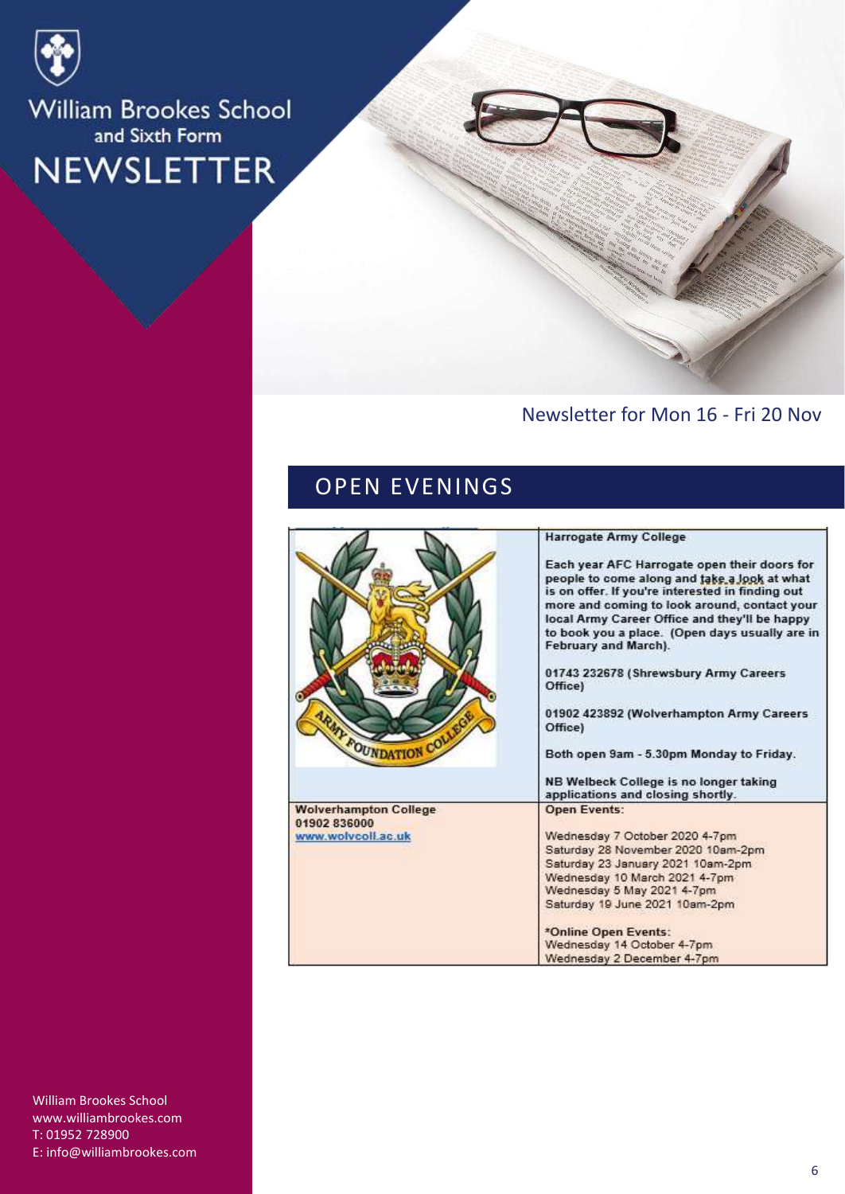Newsletter for Mon 16 - Fri 20 Nov

## OPEN EVENINGS

| | Harrogate Army College<br><br>Each year AFC Harrogate open their doors for people to come along and take a look at what is on offer. If you're interested in finding out more and coming to look around, contact your local Army Career Office and they'll be happy to book you a place. (Open days usually are in February and March).<br><br>01743 232678 (Shrewsbury Army Careers Office)<br><br>01902 423892 (Wolverhampton Army Careers Office)<br><br>Both open 9am - 5.30pm Monday to Friday.<br><br>NB Welbeck College is no longer taking applications and closing shortly. |
|---|---|
| Wolverhampton College<br>01902 836000<br>www.wolvcoll.ac.uk | Open Events:<br><br>Wednesday 7 October 2020 4-7pm<br>Saturday 28 November 2020 10am-2pm<br>Saturday 23 January 2021 10am-2pm<br>Wednesday 10 March 2021 4-7pm<br>Wednesday 5 May 2021 4-7pm<br>Saturday 19 June 2021 10am-2pm<br><br>*Online Open Events:<br>Wednesday 14 October 4-7pm<br>Wednesday 2 December 4-7pm |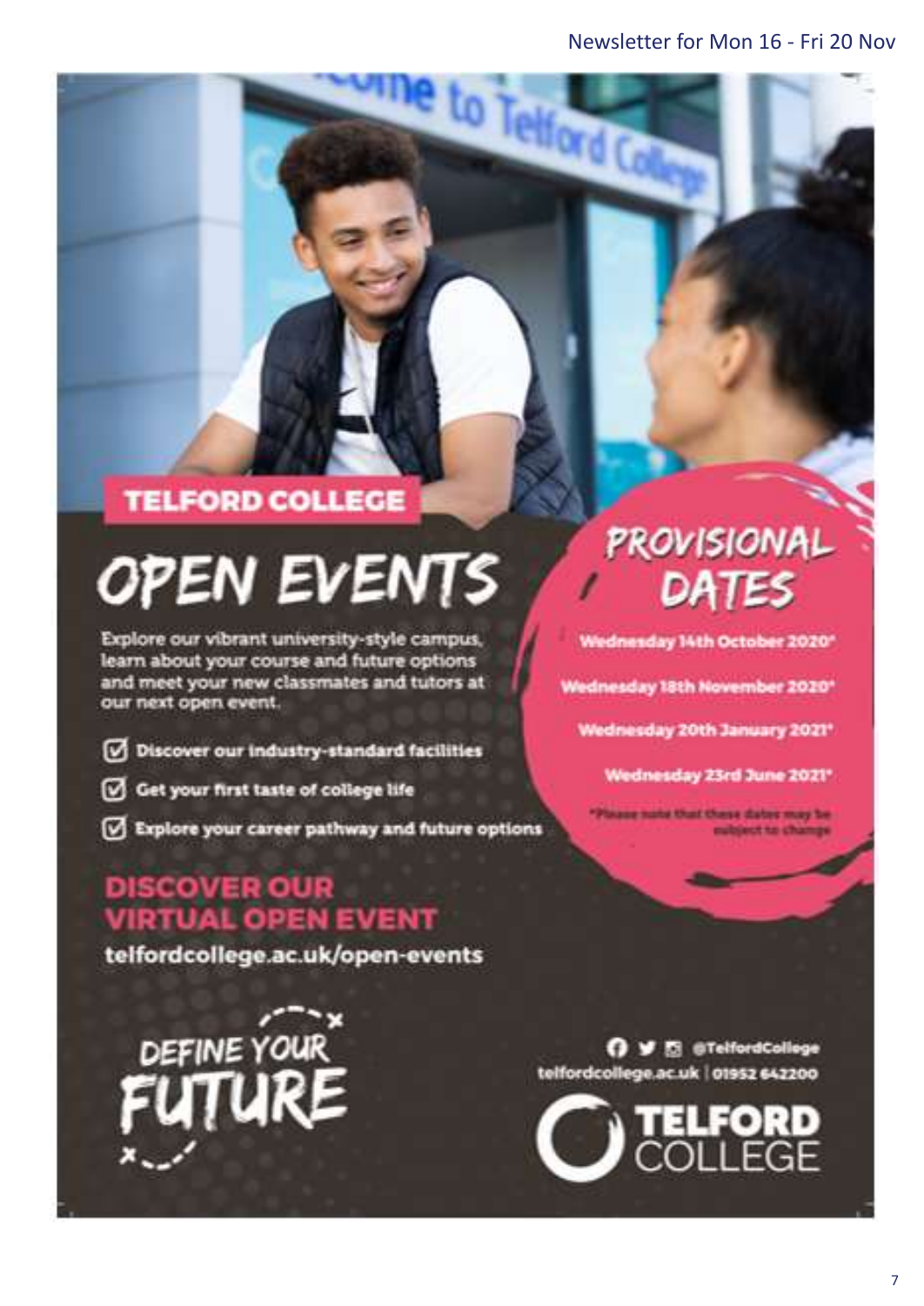## TELFORD COLLEGE

# OPEN EVENTS

Explore our vibrant university-style campus, learn about your course and future options and meet your new classmates and tutors at our next open event.

- ☑ Discover our industry-standard facilities
- ☑ Get your first taste of college life
- ☑ Explore your career pathway and future options

## PROVISIONAL DATES

Wednesday 14th October 2020*

Wednesday 18th November 2020*

Wednesday 20th January 2021*

Wednesday 23rd June 2021*

*Please note that these dates may be subject to change

## DISCOVER OUR VIRTUAL OPEN EVENT

telfordcollege.ac.uk/open-events

DEFINE YOUR FUTURE

@TelfordCollege

telfordcollege.ac.uk | 01952 642200

TELFORD COLLEGE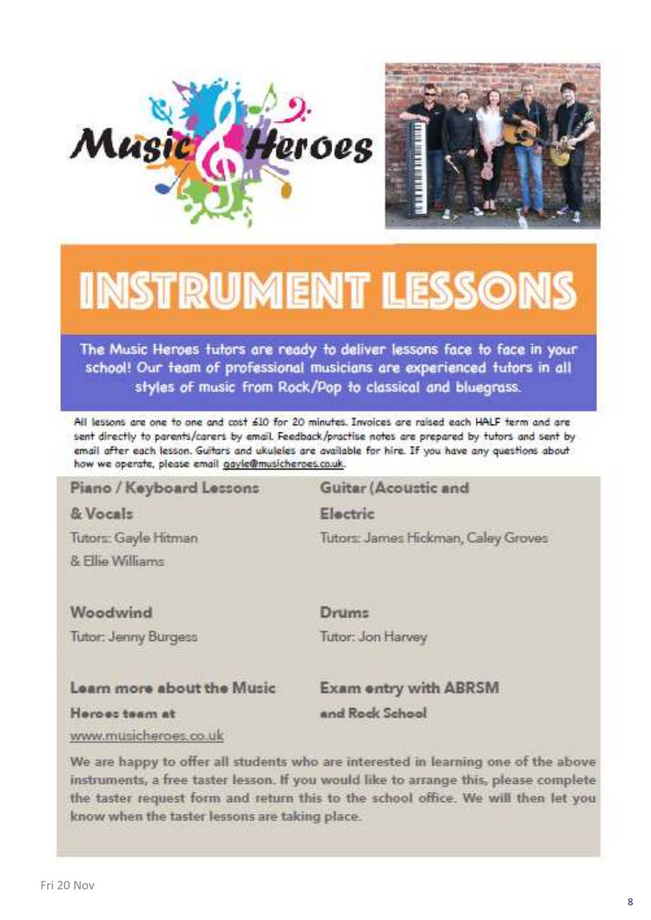Music Heroes

# INSTRUMENT LESSONS

**The Music Heroes tutors are ready to deliver lessons face to face in your school! Our team of professional musicians are experienced tutors in all styles of music from Rock/Pop to classical and bluegrass.**

All lessons are one to one and cost £10 for 20 minutes. Invoices are raised each HALF term and are sent directly to parents/carers by email. Feedback/practise notes are prepared by tutors and sent by email after each lesson. Guitars and ukuleles are available for hire. If you have any questions about how we operate, please email gayle@musicheroes.co.uk.

**Piano / Keyboard Lessons & Vocals**

Tutors: Gayle Hitman & Ellie Williams

**Guitar (Acoustic and Electric**

Tutors: James Hickman, Caley Groves

**Woodwind**

Tutor: Jenny Burgess

**Drums**

Tutor: Jon Harvey

**Learn more about the Music Heroes team at**

www.musicheroes.co.uk

**Exam entry with ABRSM and Rock School**

**We are happy to offer all students who are interested in learning one of the above instruments, a free taster lesson. If you would like to arrange this, please complete the taster request form and return this to the school office. We will then let you know when the taster lessons are taking place.**

Fri 20 Nov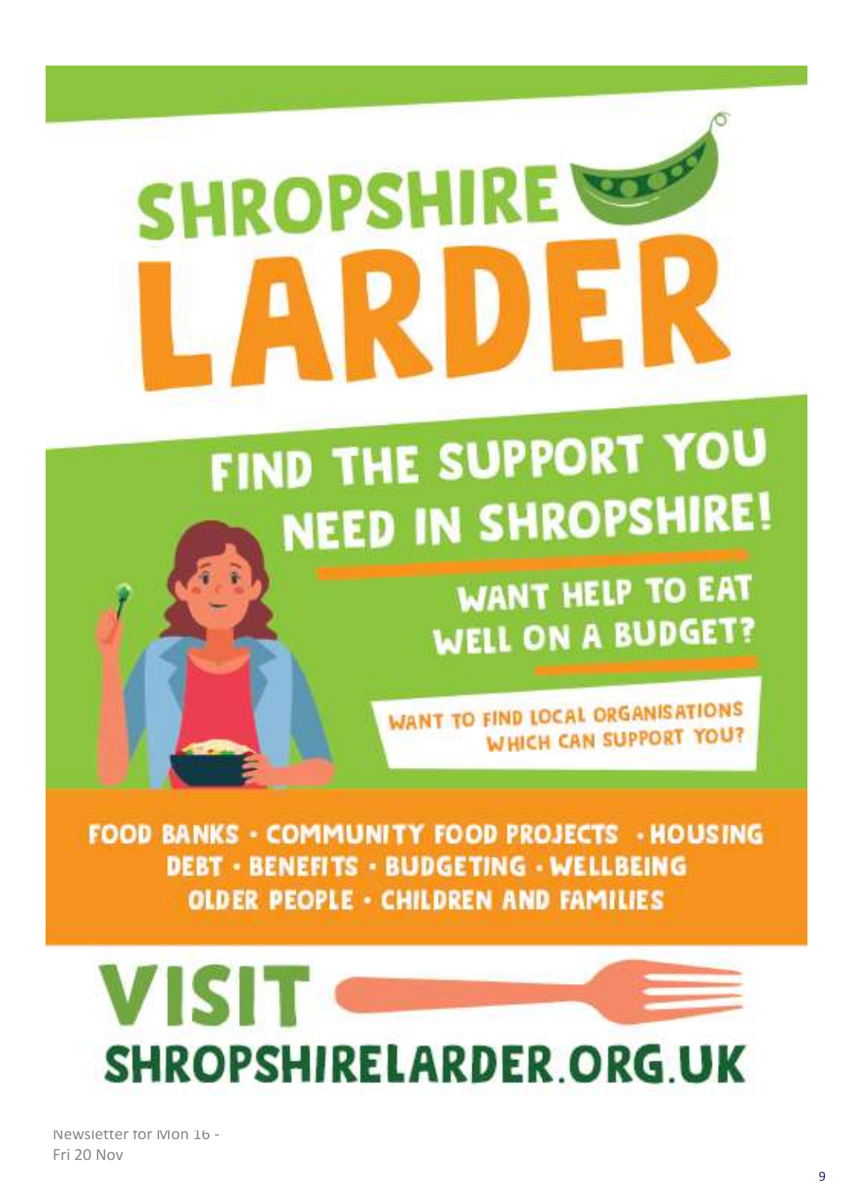# SHROPSHIRE LARDER

## FIND THE SUPPORT YOU NEED IN SHROPSHIRE!

### WANT HELP TO EAT WELL ON A BUDGET?

WANT TO FIND LOCAL ORGANISATIONS WHICH CAN SUPPORT YOU?

**FOOD BANKS · COMMUNITY FOOD PROJECTS · HOUSING
DEBT · BENEFITS · BUDGETING · WELLBEING
OLDER PEOPLE · CHILDREN AND FAMILIES**

## VISIT
## SHROPSHIRELARDER.ORG.UK